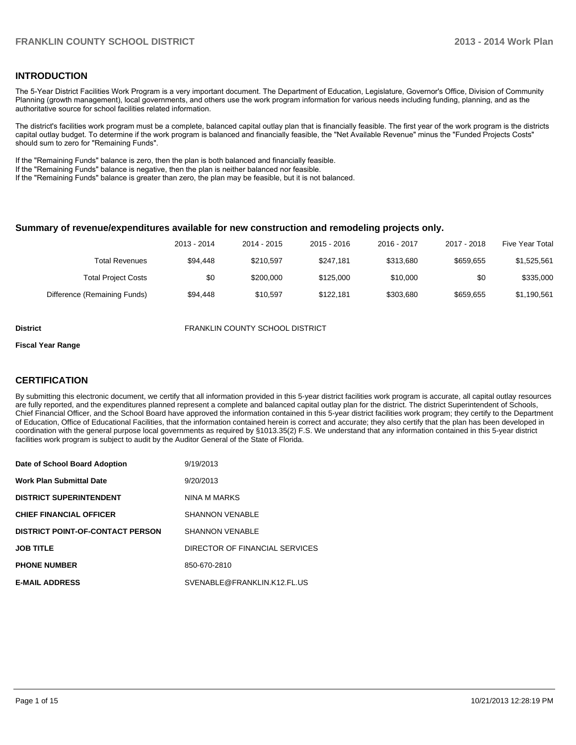## INTRODUCTION

The 5-Year District Facilities Work Program is a very important document. The Department of Education, Legislature, Governor's Office, Division of Community Planning (growth management), local governments, and others use the work program information for various needs including funding, planning, and as the authoritative source for school facilities related information.

The district's facilities work program must be a complete, balanced capital outlay plan that is financially feasible. The first year of the work program is the districts capital outlay budget. To determine if the work program is balanced and financially feasible, the "Net Available Revenue" minus the "Funded Projects Costs" should sum to zero for "Remaining Funds".

If the "Remaining Funds" balance is zero, then the plan is both balanced and financially feasible.
If the "Remaining Funds" balance is negative, then the plan is neither balanced nor feasible.
If the "Remaining Funds" balance is greater than zero, the plan may be feasible, but it is not balanced.

### Summary of revenue/expenditures available for new construction and remodeling projects only.

| | 2013 - 2014 | 2014 - 2015 | 2015 - 2016 | 2016 - 2017 | 2017 - 2018 | Five Year Total |
|---|---|---|---|---|---|---|
| Total Revenues | $94,448 | $210,597 | $247,181 | $313,680 | $659,655 | $1,525,561 |
| Total Project Costs | $0 | $200,000 | $125,000 | $10,000 | $0 | $335,000 |
| Difference (Remaining Funds) | $94,448 | $10,597 | $122,181 | $303,680 | $659,655 | $1,190,561 |

**District** FRANKLIN COUNTY SCHOOL DISTRICT

**Fiscal Year Range**

## CERTIFICATION

By submitting this electronic document, we certify that all information provided in this 5-year district facilities work program is accurate, all capital outlay resources are fully reported, and the expenditures planned represent a complete and balanced capital outlay plan for the district. The district Superintendent of Schools, Chief Financial Officer, and the School Board have approved the information contained in this 5-year district facilities work program; they certify to the Department of Education, Office of Educational Facilities, that the information contained herein is correct and accurate; they also certify that the plan has been developed in coordination with the general purpose local governments as required by §1013.35(2) F.S. We understand that any information contained in this 5-year district facilities work program is subject to audit by the Auditor General of the State of Florida.

| | |
|---|---|
| **Date of School Board Adoption** | 9/19/2013 |
| **Work Plan Submittal Date** | 9/20/2013 |
| **DISTRICT SUPERINTENDENT** | NINA M MARKS |
| **CHIEF FINANCIAL OFFICER** | SHANNON VENABLE |
| **DISTRICT POINT-OF-CONTACT PERSON** | SHANNON VENABLE |
| **JOB TITLE** | DIRECTOR OF FINANCIAL SERVICES |
| **PHONE NUMBER** | 850-670-2810 |
| **E-MAIL ADDRESS** | SVENABLE@FRANKLIN.K12.FL.US |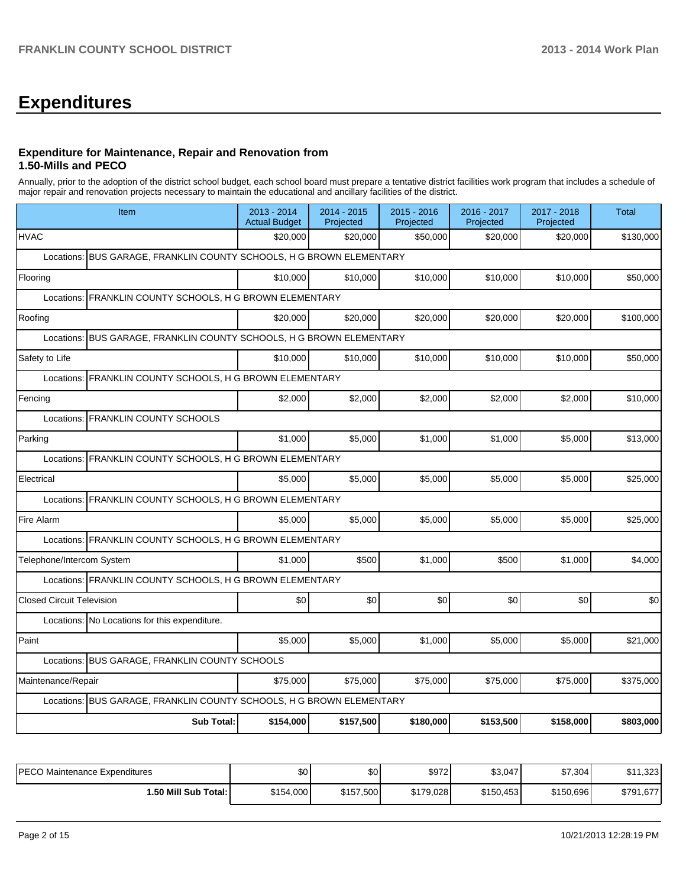# Expenditures

### Expenditure for Maintenance, Repair and Renovation from 1.50-Mills and PECO

Annually, prior to the adoption of the district school budget, each school board must prepare a tentative district facilities work program that includes a schedule of major repair and renovation projects necessary to maintain the educational and ancillary facilities of the district.

| Item | 2013 - 2014 Actual Budget | 2014 - 2015 Projected | 2015 - 2016 Projected | 2016 - 2017 Projected | 2017 - 2018 Projected | Total |
|---|---|---|---|---|---|---|
| HVAC | $20,000 | $20,000 | $50,000 | $20,000 | $20,000 | $130,000 |
| Locations: BUS GARAGE, FRANKLIN COUNTY SCHOOLS, H G BROWN ELEMENTARY | | | | | | |
| Flooring | $10,000 | $10,000 | $10,000 | $10,000 | $10,000 | $50,000 |
| Locations: FRANKLIN COUNTY SCHOOLS, H G BROWN ELEMENTARY | | | | | | |
| Roofing | $20,000 | $20,000 | $20,000 | $20,000 | $20,000 | $100,000 |
| Locations: BUS GARAGE, FRANKLIN COUNTY SCHOOLS, H G BROWN ELEMENTARY | | | | | | |
| Safety to Life | $10,000 | $10,000 | $10,000 | $10,000 | $10,000 | $50,000 |
| Locations: FRANKLIN COUNTY SCHOOLS, H G BROWN ELEMENTARY | | | | | | |
| Fencing | $2,000 | $2,000 | $2,000 | $2,000 | $2,000 | $10,000 |
| Locations: FRANKLIN COUNTY SCHOOLS | | | | | | |
| Parking | $1,000 | $5,000 | $1,000 | $1,000 | $5,000 | $13,000 |
| Locations: FRANKLIN COUNTY SCHOOLS, H G BROWN ELEMENTARY | | | | | | |
| Electrical | $5,000 | $5,000 | $5,000 | $5,000 | $5,000 | $25,000 |
| Locations: FRANKLIN COUNTY SCHOOLS, H G BROWN ELEMENTARY | | | | | | |
| Fire Alarm | $5,000 | $5,000 | $5,000 | $5,000 | $5,000 | $25,000 |
| Locations: FRANKLIN COUNTY SCHOOLS, H G BROWN ELEMENTARY | | | | | | |
| Telephone/Intercom System | $1,000 | $500 | $1,000 | $500 | $1,000 | $4,000 |
| Locations: FRANKLIN COUNTY SCHOOLS, H G BROWN ELEMENTARY | | | | | | |
| Closed Circuit Television | $0 | $0 | $0 | $0 | $0 | $0 |
| Locations: No Locations for this expenditure. | | | | | | |
| Paint | $5,000 | $5,000 | $1,000 | $5,000 | $5,000 | $21,000 |
| Locations: BUS GARAGE, FRANKLIN COUNTY SCHOOLS | | | | | | |
| Maintenance/Repair | $75,000 | $75,000 | $75,000 | $75,000 | $75,000 | $375,000 |
| Locations: BUS GARAGE, FRANKLIN COUNTY SCHOOLS, H G BROWN ELEMENTARY | | | | | | |
| **Sub Total:** | **$154,000** | **$157,500** | **$180,000** | **$153,500** | **$158,000** | **$803,000** |

| | | | | | | |
|---|---|---|---|---|---|---|
| PECO Maintenance Expenditures | $0 | $0 | $972 | $3,047 | $7,304 | $11,323 |
| **1.50 Mill Sub Total:** | $154,000 | $157,500 | $179,028 | $150,453 | $150,696 | $791,677 |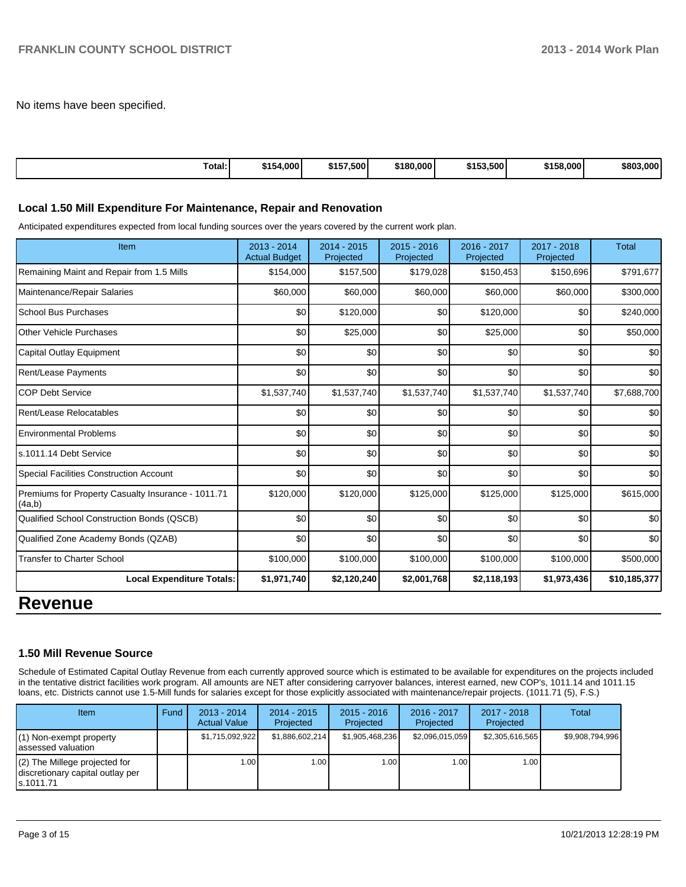No items have been specified.

| Total: | $154,000 | $157,500 | $180,000 | $153,500 | $158,000 | $803,000 |
|---|---|---|---|---|---|---|

### Local 1.50 Mill Expenditure For Maintenance, Repair and Renovation

Anticipated expenditures expected from local funding sources over the years covered by the current work plan.

| Item | 2013 - 2014 Actual Budget | 2014 - 2015 Projected | 2015 - 2016 Projected | 2016 - 2017 Projected | 2017 - 2018 Projected | Total |
|---|---|---|---|---|---|---|
| Remaining Maint and Repair from 1.5 Mills | $154,000 | $157,500 | $179,028 | $150,453 | $150,696 | $791,677 |
| Maintenance/Repair Salaries | $60,000 | $60,000 | $60,000 | $60,000 | $60,000 | $300,000 |
| School Bus Purchases | $0 | $120,000 | $0 | $120,000 | $0 | $240,000 |
| Other Vehicle Purchases | $0 | $25,000 | $0 | $25,000 | $0 | $50,000 |
| Capital Outlay Equipment | $0 | $0 | $0 | $0 | $0 | $0 |
| Rent/Lease Payments | $0 | $0 | $0 | $0 | $0 | $0 |
| COP Debt Service | $1,537,740 | $1,537,740 | $1,537,740 | $1,537,740 | $1,537,740 | $7,688,700 |
| Rent/Lease Relocatables | $0 | $0 | $0 | $0 | $0 | $0 |
| Environmental Problems | $0 | $0 | $0 | $0 | $0 | $0 |
| s.1011.14 Debt Service | $0 | $0 | $0 | $0 | $0 | $0 |
| Special Facilities Construction Account | $0 | $0 | $0 | $0 | $0 | $0 |
| Premiums for Property Casualty Insurance - 1011.71 (4a,b) | $120,000 | $120,000 | $125,000 | $125,000 | $125,000 | $615,000 |
| Qualified School Construction Bonds (QSCB) | $0 | $0 | $0 | $0 | $0 | $0 |
| Qualified Zone Academy Bonds (QZAB) | $0 | $0 | $0 | $0 | $0 | $0 |
| Transfer to Charter School | $100,000 | $100,000 | $100,000 | $100,000 | $100,000 | $500,000 |
| **Local Expenditure Totals:** | **$1,971,740** | **$2,120,240** | **$2,001,768** | **$2,118,193** | **$1,973,436** | **$10,185,377** |

# Revenue

### 1.50 Mill Revenue Source

Schedule of Estimated Capital Outlay Revenue from each currently approved source which is estimated to be available for expenditures on the projects included in the tentative district facilities work program. All amounts are NET after considering carryover balances, interest earned, new COP's, 1011.14 and 1011.15 loans, etc. Districts cannot use 1.5-Mill funds for salaries except for those explicitly associated with maintenance/repair projects. (1011.71 (5), F.S.)

| Item | Fund | 2013 - 2014 Actual Value | 2014 - 2015 Projected | 2015 - 2016 Projected | 2016 - 2017 Projected | 2017 - 2018 Projected | Total |
|---|---|---|---|---|---|---|---|
| (1) Non-exempt property assessed valuation | | $1,715,092,922 | $1,886,602,214 | $1,905,468,236 | $2,096,015,059 | $2,305,616,565 | $9,908,794,996 |
| (2) The Millege projected for discretionary capital outlay per s.1011.71 | | 1.00 | 1.00 | 1.00 | 1.00 | 1.00 | |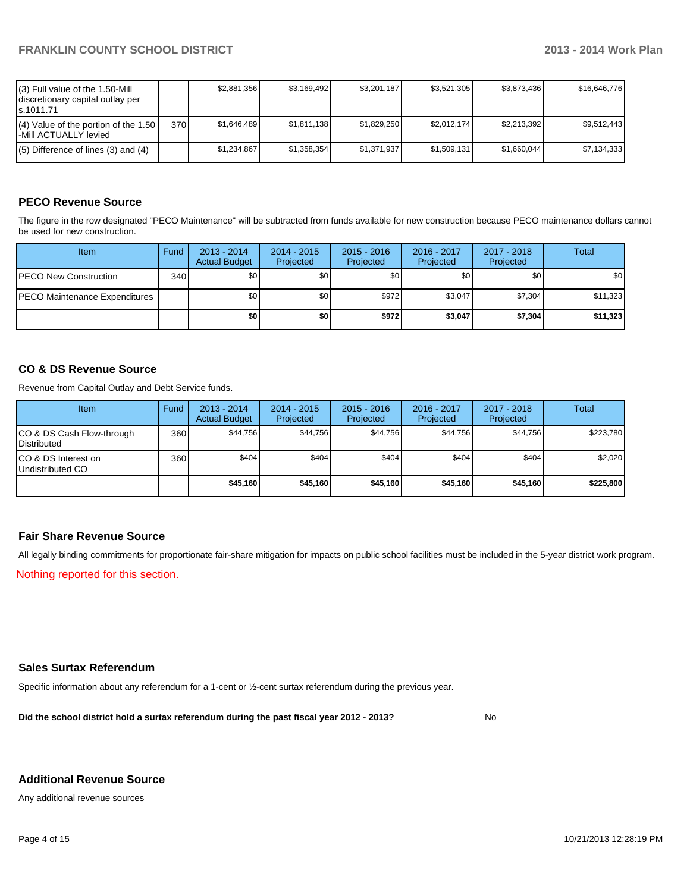| | | | | | | | |
|---|---|---|---|---|---|---|---|
| (3) Full value of the 1.50-Mill discretionary capital outlay per s.1011.71 | | $2,881,356 | $3,169,492 | $3,201,187 | $3,521,305 | $3,873,436 | $16,646,776 |
| (4) Value of the portion of the 1.50 -Mill ACTUALLY levied | 370 | $1,646,489 | $1,811,138 | $1,829,250 | $2,012,174 | $2,213,392 | $9,512,443 |
| (5) Difference of lines (3) and (4) | | $1,234,867 | $1,358,354 | $1,371,937 | $1,509,131 | $1,660,044 | $7,134,333 |

## PECO Revenue Source

The figure in the row designated "PECO Maintenance" will be subtracted from funds available for new construction because PECO maintenance dollars cannot be used for new construction.

| Item | Fund | 2013 - 2014 Actual Budget | 2014 - 2015 Projected | 2015 - 2016 Projected | 2016 - 2017 Projected | 2017 - 2018 Projected | Total |
|---|---|---|---|---|---|---|---|
| PECO New Construction | 340 | $0 | $0 | $0 | $0 | $0 | $0 |
| PECO Maintenance Expenditures | | $0 | $0 | $972 | $3,047 | $7,304 | $11,323 |
| | | **$0** | **$0** | **$972** | **$3,047** | **$7,304** | **$11,323** |

## CO & DS Revenue Source

Revenue from Capital Outlay and Debt Service funds.

| Item | Fund | 2013 - 2014 Actual Budget | 2014 - 2015 Projected | 2015 - 2016 Projected | 2016 - 2017 Projected | 2017 - 2018 Projected | Total |
|---|---|---|---|---|---|---|---|
| CO & DS Cash Flow-through Distributed | 360 | $44,756 | $44,756 | $44,756 | $44,756 | $44,756 | $223,780 |
| CO & DS Interest on Undistributed CO | 360 | $404 | $404 | $404 | $404 | $404 | $2,020 |
| | | **$45,160** | **$45,160** | **$45,160** | **$45,160** | **$45,160** | **$225,800** |

## Fair Share Revenue Source

All legally binding commitments for proportionate fair-share mitigation for impacts on public school facilities must be included in the 5-year district work program.

Nothing reported for this section.

## Sales Surtax Referendum

Specific information about any referendum for a 1-cent or ½-cent surtax referendum during the previous year.

**Did the school district hold a surtax referendum during the past fiscal year 2012 - 2013?** No

## Additional Revenue Source

Any additional revenue sources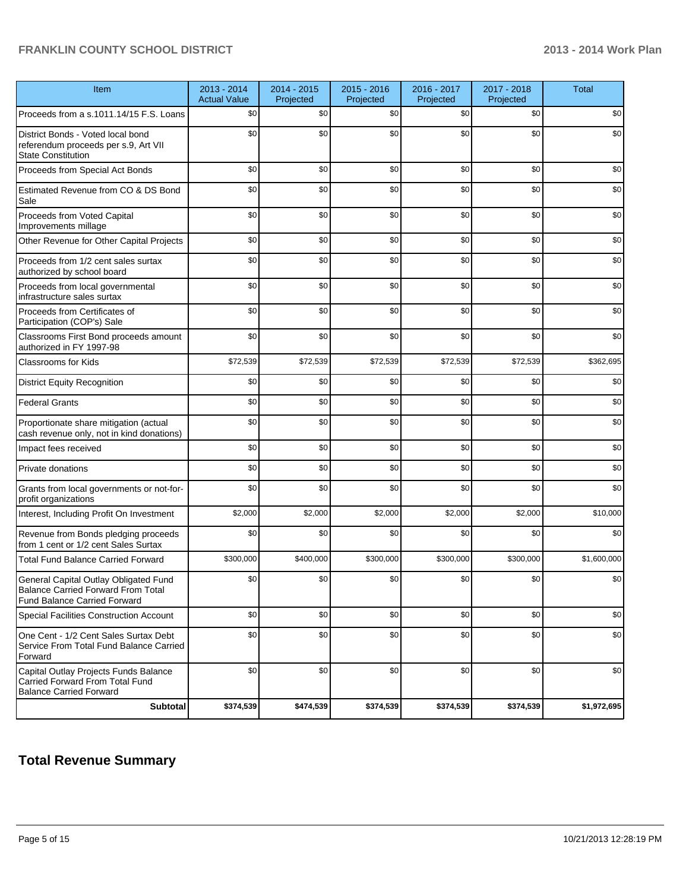| Item | 2013 - 2014 Actual Value | 2014 - 2015 Projected | 2015 - 2016 Projected | 2016 - 2017 Projected | 2017 - 2018 Projected | Total |
|---|---|---|---|---|---|---|
| Proceeds from a s.1011.14/15 F.S. Loans | $0 | $0 | $0 | $0 | $0 | $0 |
| District Bonds - Voted local bond referendum proceeds per s.9, Art VII State Constitution | $0 | $0 | $0 | $0 | $0 | $0 |
| Proceeds from Special Act Bonds | $0 | $0 | $0 | $0 | $0 | $0 |
| Estimated Revenue from CO & DS Bond Sale | $0 | $0 | $0 | $0 | $0 | $0 |
| Proceeds from Voted Capital Improvements millage | $0 | $0 | $0 | $0 | $0 | $0 |
| Other Revenue for Other Capital Projects | $0 | $0 | $0 | $0 | $0 | $0 |
| Proceeds from 1/2 cent sales surtax authorized by school board | $0 | $0 | $0 | $0 | $0 | $0 |
| Proceeds from local governmental infrastructure sales surtax | $0 | $0 | $0 | $0 | $0 | $0 |
| Proceeds from Certificates of Participation (COP's) Sale | $0 | $0 | $0 | $0 | $0 | $0 |
| Classrooms First Bond proceeds amount authorized in FY 1997-98 | $0 | $0 | $0 | $0 | $0 | $0 |
| Classrooms for Kids | $72,539 | $72,539 | $72,539 | $72,539 | $72,539 | $362,695 |
| District Equity Recognition | $0 | $0 | $0 | $0 | $0 | $0 |
| Federal Grants | $0 | $0 | $0 | $0 | $0 | $0 |
| Proportionate share mitigation (actual cash revenue only, not in kind donations) | $0 | $0 | $0 | $0 | $0 | $0 |
| Impact fees received | $0 | $0 | $0 | $0 | $0 | $0 |
| Private donations | $0 | $0 | $0 | $0 | $0 | $0 |
| Grants from local governments or not-for-profit organizations | $0 | $0 | $0 | $0 | $0 | $0 |
| Interest, Including Profit On Investment | $2,000 | $2,000 | $2,000 | $2,000 | $2,000 | $10,000 |
| Revenue from Bonds pledging proceeds from 1 cent or 1/2 cent Sales Surtax | $0 | $0 | $0 | $0 | $0 | $0 |
| Total Fund Balance Carried Forward | $300,000 | $400,000 | $300,000 | $300,000 | $300,000 | $1,600,000 |
| General Capital Outlay Obligated Fund Balance Carried Forward From Total Fund Balance Carried Forward | $0 | $0 | $0 | $0 | $0 | $0 |
| Special Facilities Construction Account | $0 | $0 | $0 | $0 | $0 | $0 |
| One Cent - 1/2 Cent Sales Surtax Debt Service From Total Fund Balance Carried Forward | $0 | $0 | $0 | $0 | $0 | $0 |
| Capital Outlay Projects Funds Balance Carried Forward From Total Fund Balance Carried Forward | $0 | $0 | $0 | $0 | $0 | $0 |
| **Subtotal** | **$374,539** | **$474,539** | **$374,539** | **$374,539** | **$374,539** | **$1,972,695** |

## Total Revenue Summary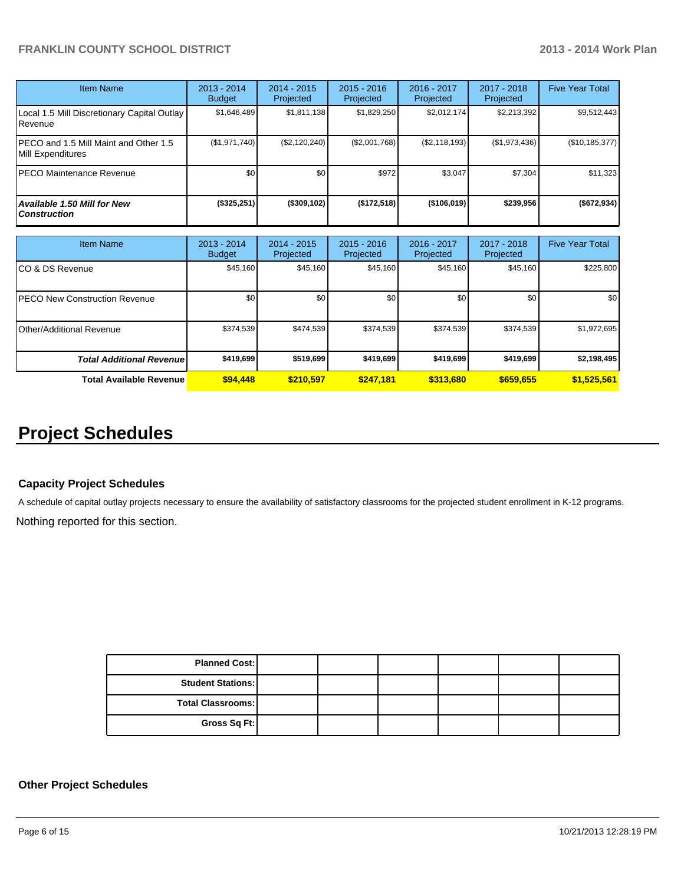| Item Name | 2013 - 2014 Budget | 2014 - 2015 Projected | 2015 - 2016 Projected | 2016 - 2017 Projected | 2017 - 2018 Projected | Five Year Total |
|---|---|---|---|---|---|---|
| Local 1.5 Mill Discretionary Capital Outlay Revenue | $1,646,489 | $1,811,138 | $1,829,250 | $2,012,174 | $2,213,392 | $9,512,443 |
| PECO and 1.5 Mill Maint and Other 1.5 Mill Expenditures | ($1,971,740) | ($2,120,240) | ($2,001,768) | ($2,118,193) | ($1,973,436) | ($10,185,377) |
| PECO Maintenance Revenue | $0 | $0 | $972 | $3,047 | $7,304 | $11,323 |
| ***Available 1.50 Mill for New Construction*** | **($325,251)** | **($309,102)** | **($172,518)** | **($106,019)** | **$239,956** | **($672,934)** |

| Item Name | 2013 - 2014 Budget | 2014 - 2015 Projected | 2015 - 2016 Projected | 2016 - 2017 Projected | 2017 - 2018 Projected | Five Year Total |
|---|---|---|---|---|---|---|
| CO & DS Revenue | $45,160 | $45,160 | $45,160 | $45,160 | $45,160 | $225,800 |
| PECO New Construction Revenue | $0 | $0 | $0 | $0 | $0 | $0 |
| Other/Additional Revenue | $374,539 | $474,539 | $374,539 | $374,539 | $374,539 | $1,972,695 |
| ***Total Additional Revenue*** | **$419,699** | **$519,699** | **$419,699** | **$419,699** | **$419,699** | **$2,198,495** |
| **Total Available Revenue** | **$94,448** | **$210,597** | **$247,181** | **$313,680** | **$659,655** | **$1,525,561** |

# Project Schedules

### Capacity Project Schedules

A schedule of capital outlay projects necessary to ensure the availability of satisfactory classrooms for the projected student enrollment in K-12 programs.

Nothing reported for this section.

| | | | | | | |
|---|---|---|---|---|---|---|
| **Planned Cost:** | | | | | | |
| **Student Stations:** | | | | | | |
| **Total Classrooms:** | | | | | | |
| **Gross Sq Ft:** | | | | | | |

### Other Project Schedules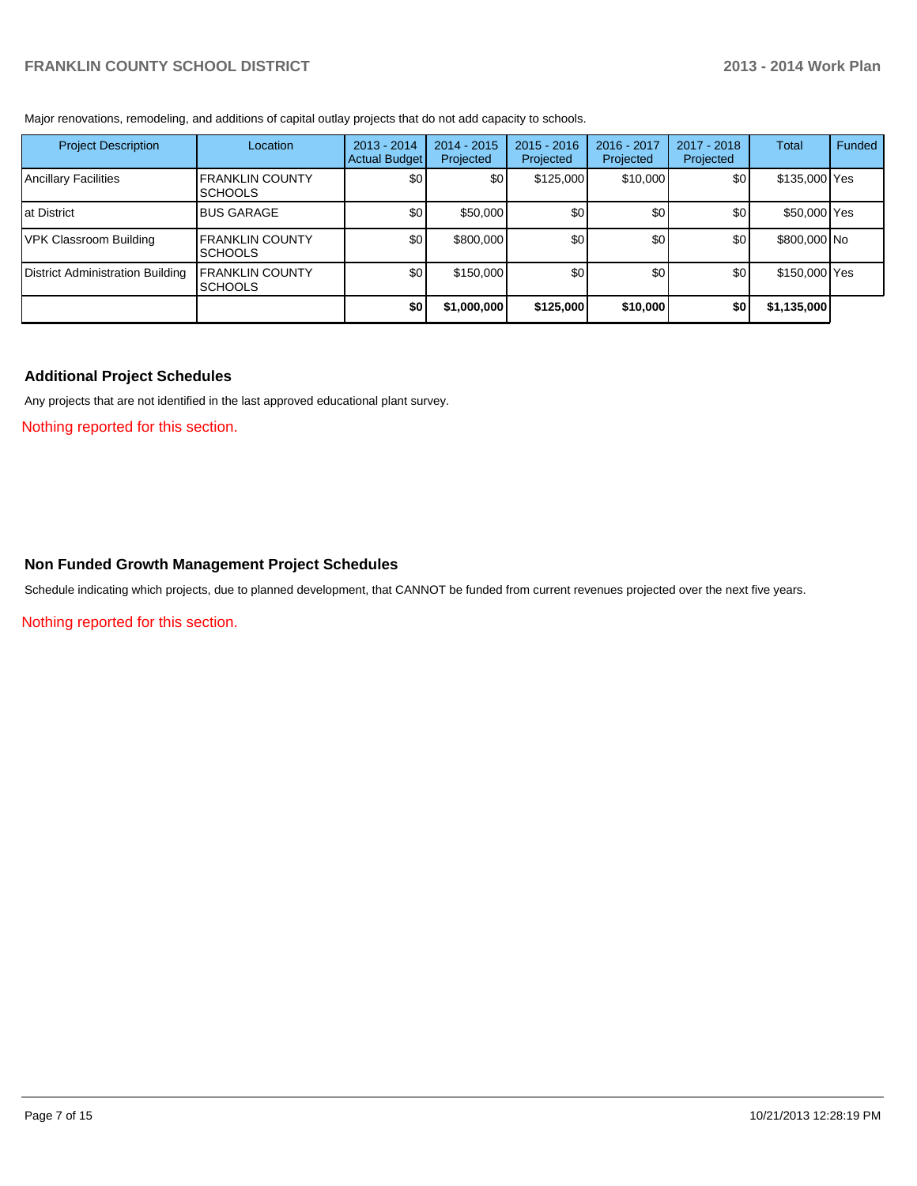Major renovations, remodeling, and additions of capital outlay projects that do not add capacity to schools.

| Project Description | Location | 2013 - 2014 Actual Budget | 2014 - 2015 Projected | 2015 - 2016 Projected | 2016 - 2017 Projected | 2017 - 2018 Projected | Total | Funded |
|---|---|---|---|---|---|---|---|---|
| Ancillary Facilities | FRANKLIN COUNTY SCHOOLS | $0 | $0 | $125,000 | $10,000 | $0 | $135,000 | Yes |
| at District | BUS GARAGE | $0 | $50,000 | $0 | $0 | $0 | $50,000 | Yes |
| VPK Classroom Building | FRANKLIN COUNTY SCHOOLS | $0 | $800,000 | $0 | $0 | $0 | $800,000 | No |
| District Administration Building | FRANKLIN COUNTY SCHOOLS | $0 | $150,000 | $0 | $0 | $0 | $150,000 | Yes |
| | | **$0** | **$1,000,000** | **$125,000** | **$10,000** | **$0** | **$1,135,000** | |

### Additional Project Schedules

Any projects that are not identified in the last approved educational plant survey.

Nothing reported for this section.

### Non Funded Growth Management Project Schedules

Schedule indicating which projects, due to planned development, that CANNOT be funded from current revenues projected over the next five years.

Nothing reported for this section.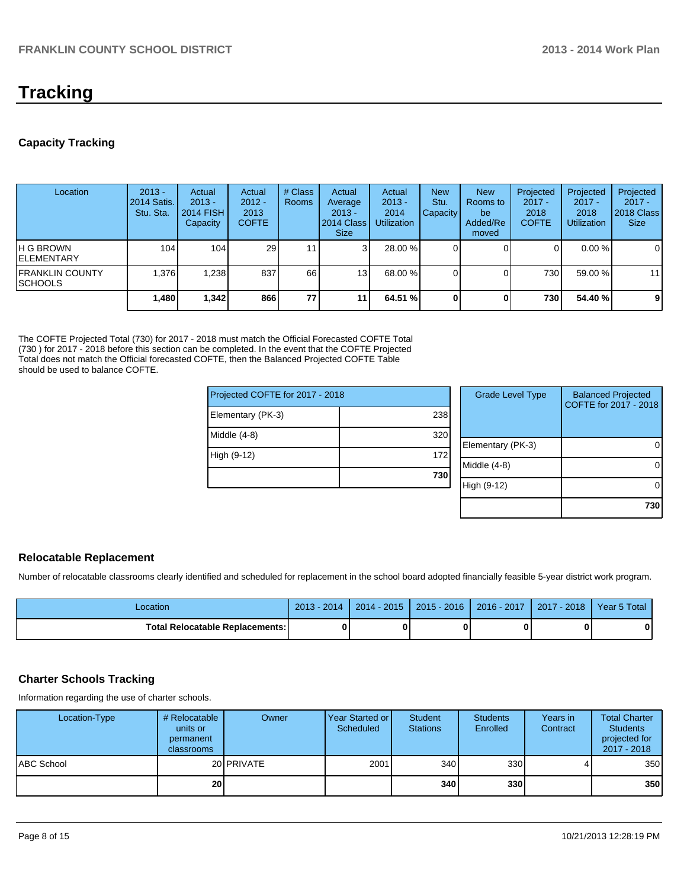# Tracking

## Capacity Tracking

| Location | 2013 - 2014 Satis. Stu. Sta. | Actual 2013 - 2014 FISH Capacity | Actual 2012 - 2013 COFTE | # Class Rooms | Actual Average 2013 - 2014 Class Size | Actual 2013 - 2014 Utilization | New Stu. Capacity | New Rooms to be Added/Removed | Projected 2017 - 2018 COFTE | Projected 2017 - 2018 Utilization | Projected 2017 - 2018 Class Size |
|---|---|---|---|---|---|---|---|---|---|---|---|
| H G BROWN ELEMENTARY | 104 | 104 | 29 | 11 | 3 | 28.00 % | 0 | 0 | 0 | 0.00 % | 0 |
| FRANKLIN COUNTY SCHOOLS | 1,376 | 1,238 | 837 | 66 | 13 | 68.00 % | 0 | 0 | 730 | 59.00 % | 11 |
| | **1,480** | **1,342** | **866** | **77** | **11** | **64.51 %** | **0** | **0** | **730** | **54.40 %** | **9** |

The COFTE Projected Total (730) for 2017 - 2018 must match the Official Forecasted COFTE Total (730 ) for 2017 - 2018 before this section can be completed. In the event that the COFTE Projected Total does not match the Official forecasted COFTE, then the Balanced Projected COFTE Table should be used to balance COFTE.

| Projected COFTE for 2017 - 2018 | |
|---|---|
| Elementary (PK-3) | 238 |
| Middle (4-8) | 320 |
| High (9-12) | 172 |
| | **730** |

| Grade Level Type | Balanced Projected COFTE for 2017 - 2018 |
|---|---|
| Elementary (PK-3) | 0 |
| Middle (4-8) | 0 |
| High (9-12) | 0 |
| | **730** |

## Relocatable Replacement

Number of relocatable classrooms clearly identified and scheduled for replacement in the school board adopted financially feasible 5-year district work program.

| Location | 2013 - 2014 | 2014 - 2015 | 2015 - 2016 | 2016 - 2017 | 2017 - 2018 | Year 5 Total |
|---|---|---|---|---|---|---|
| **Total Relocatable Replacements:** | **0** | **0** | **0** | **0** | **0** | **0** |

## Charter Schools Tracking

Information regarding the use of charter schools.

| Location-Type | # Relocatable units or permanent classrooms | Owner | Year Started or Scheduled | Student Stations | Students Enrolled | Years in Contract | Total Charter Students projected for 2017 - 2018 |
|---|---|---|---|---|---|---|---|
| ABC School | 20 | PRIVATE | 2001 | 340 | 330 | 4 | 350 |
| | **20** | | | **340** | **330** | | **350** |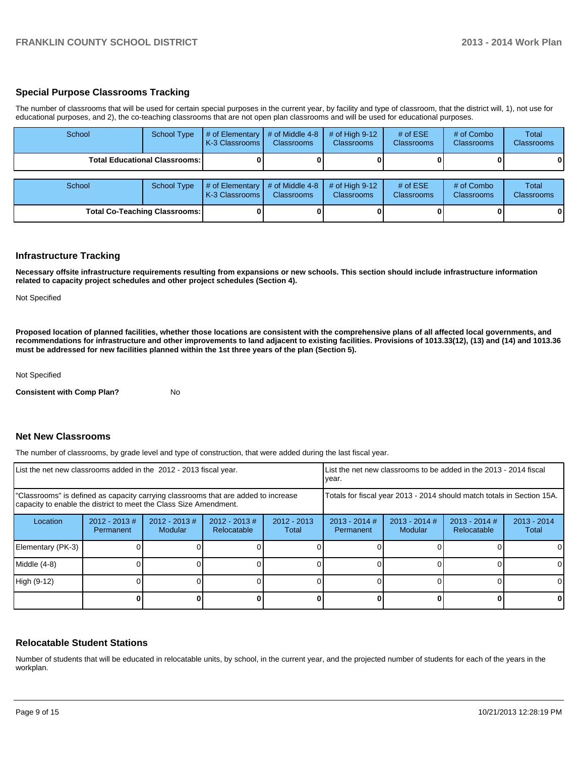## Special Purpose Classrooms Tracking

The number of classrooms that will be used for certain special purposes in the current year, by facility and type of classroom, that the district will, 1), not use for educational purposes, and 2), the co-teaching classrooms that are not open plan classrooms and will be used for educational purposes.

| School | School Type | # of Elementary K-3 Classrooms | # of Middle 4-8 Classrooms | # of High 9-12 Classrooms | # of ESE Classrooms | # of Combo Classrooms | Total Classrooms |
|---|---|---|---|---|---|---|---|
| **Total Educational Classrooms:** | | **0** | **0** | **0** | **0** | **0** | **0** |

| School | School Type | # of Elementary K-3 Classrooms | # of Middle 4-8 Classrooms | # of High 9-12 Classrooms | # of ESE Classrooms | # of Combo Classrooms | Total Classrooms |
|---|---|---|---|---|---|---|---|
| **Total Co-Teaching Classrooms:** | | **0** | **0** | **0** | **0** | **0** | **0** |

## Infrastructure Tracking

**Necessary offsite infrastructure requirements resulting from expansions or new schools. This section should include infrastructure information related to capacity project schedules and other project schedules (Section 4).**

Not Specified

**Proposed location of planned facilities, whether those locations are consistent with the comprehensive plans of all affected local governments, and recommendations for infrastructure and other improvements to land adjacent to existing facilities. Provisions of 1013.33(12), (13) and (14) and 1013.36 must be addressed for new facilities planned within the 1st three years of the plan (Section 5).**

Not Specified

**Consistent with Comp Plan?** No

## Net New Classrooms

The number of classrooms, by grade level and type of construction, that were added during the last fiscal year.

| List the net new classrooms added in the 2012 - 2013 fiscal year. | | | | | List the net new classrooms to be added in the 2013 - 2014 fiscal year. | | | |
|---|---|---|---|---|---|---|---|---|
| "Classrooms" is defined as capacity carrying classrooms that are added to increase capacity to enable the district to meet the Class Size Amendment. | | | | | Totals for fiscal year 2013 - 2014 should match totals in Section 15A. | | | |
| Location | 2012 - 2013 # Permanent | 2012 - 2013 # Modular | 2012 - 2013 # Relocatable | 2012 - 2013 Total | 2013 - 2014 # Permanent | 2013 - 2014 # Modular | 2013 - 2014 # Relocatable | 2013 - 2014 Total |
| Elementary (PK-3) | 0 | 0 | 0 | 0 | 0 | 0 | 0 | 0 |
| Middle (4-8) | 0 | 0 | 0 | 0 | 0 | 0 | 0 | 0 |
| High (9-12) | 0 | 0 | 0 | 0 | 0 | 0 | 0 | 0 |
| | **0** | **0** | **0** | **0** | **0** | **0** | **0** | **0** |

## Relocatable Student Stations

Number of students that will be educated in relocatable units, by school, in the current year, and the projected number of students for each of the years in the workplan.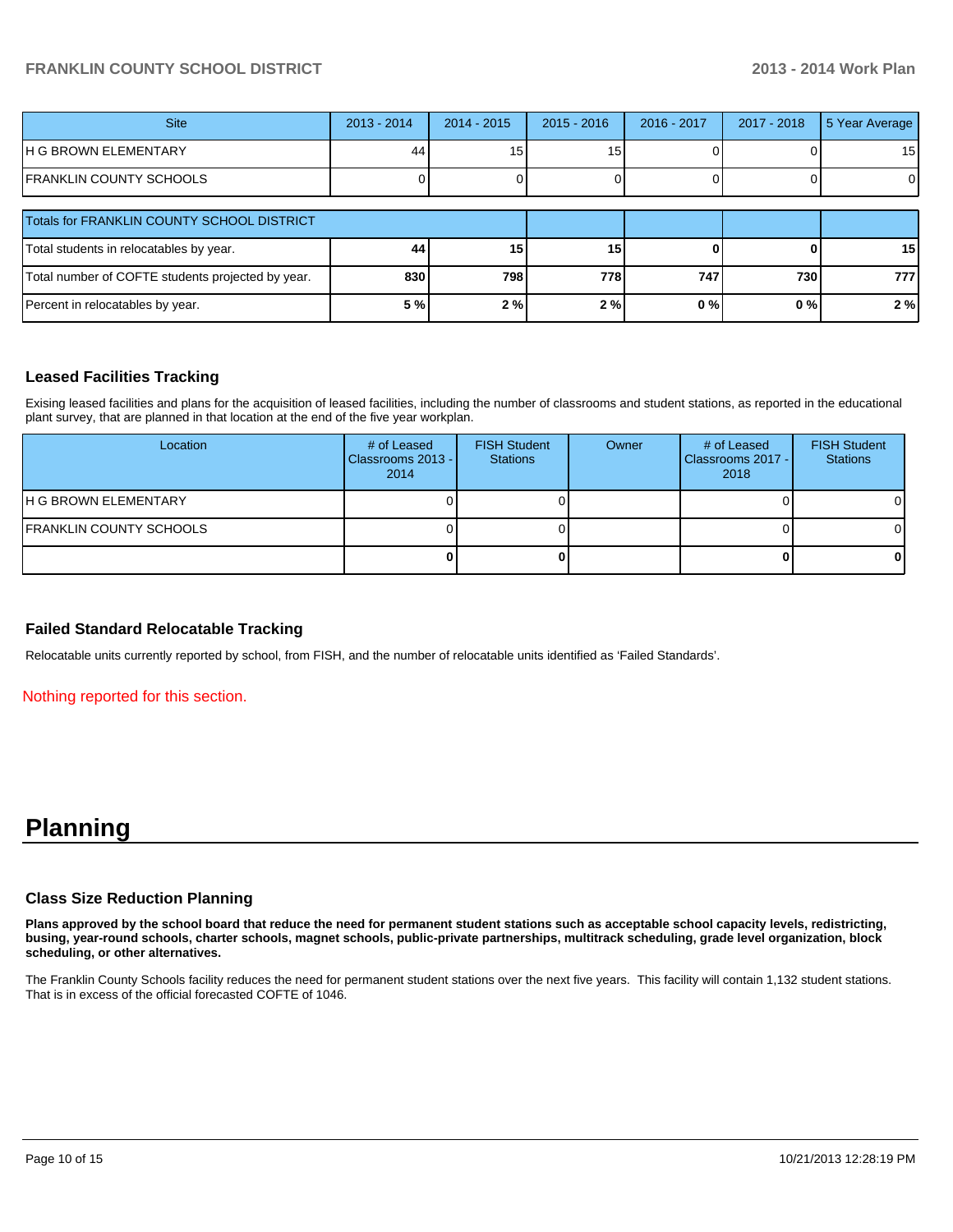| Site | 2013 - 2014 | 2014 - 2015 | 2015 - 2016 | 2016 - 2017 | 2017 - 2018 | 5 Year Average |
|---|---|---|---|---|---|---|
| H G BROWN ELEMENTARY | 44 | 15 | 15 | 0 | 0 | 15 |
| FRANKLIN COUNTY SCHOOLS | 0 | 0 | 0 | 0 | 0 | 0 |

| Totals for FRANKLIN COUNTY SCHOOL DISTRICT | | | | | | |
|---|---|---|---|---|---|---|
| Total students in relocatables by year. | **44** | **15** | **15** | **0** | **0** | **15** |
| Total number of COFTE students projected by year. | **830** | **798** | **778** | **747** | **730** | **777** |
| Percent in relocatables by year. | **5 %** | **2 %** | **2 %** | **0 %** | **0 %** | **2 %** |

### Leased Facilities Tracking

Exising leased facilities and plans for the acquisition of leased facilities, including the number of classrooms and student stations, as reported in the educational plant survey, that are planned in that location at the end of the five year workplan.

| Location | # of Leased Classrooms 2013 - 2014 | FISH Student Stations | Owner | # of Leased Classrooms 2017 - 2018 | FISH Student Stations |
|---|---|---|---|---|---|
| H G BROWN ELEMENTARY | 0 | 0 | | 0 | 0 |
| FRANKLIN COUNTY SCHOOLS | 0 | 0 | | 0 | 0 |
| | **0** | **0** | | **0** | **0** |

### Failed Standard Relocatable Tracking

Relocatable units currently reported by school, from FISH, and the number of relocatable units identified as 'Failed Standards'.

Nothing reported for this section.

# Planning

### Class Size Reduction Planning

**Plans approved by the school board that reduce the need for permanent student stations such as acceptable school capacity levels, redistricting, busing, year-round schools, charter schools, magnet schools, public-private partnerships, multitrack scheduling, grade level organization, block scheduling, or other alternatives.**

The Franklin County Schools facility reduces the need for permanent student stations over the next five years. This facility will contain 1,132 student stations. That is in excess of the official forecasted COFTE of 1046.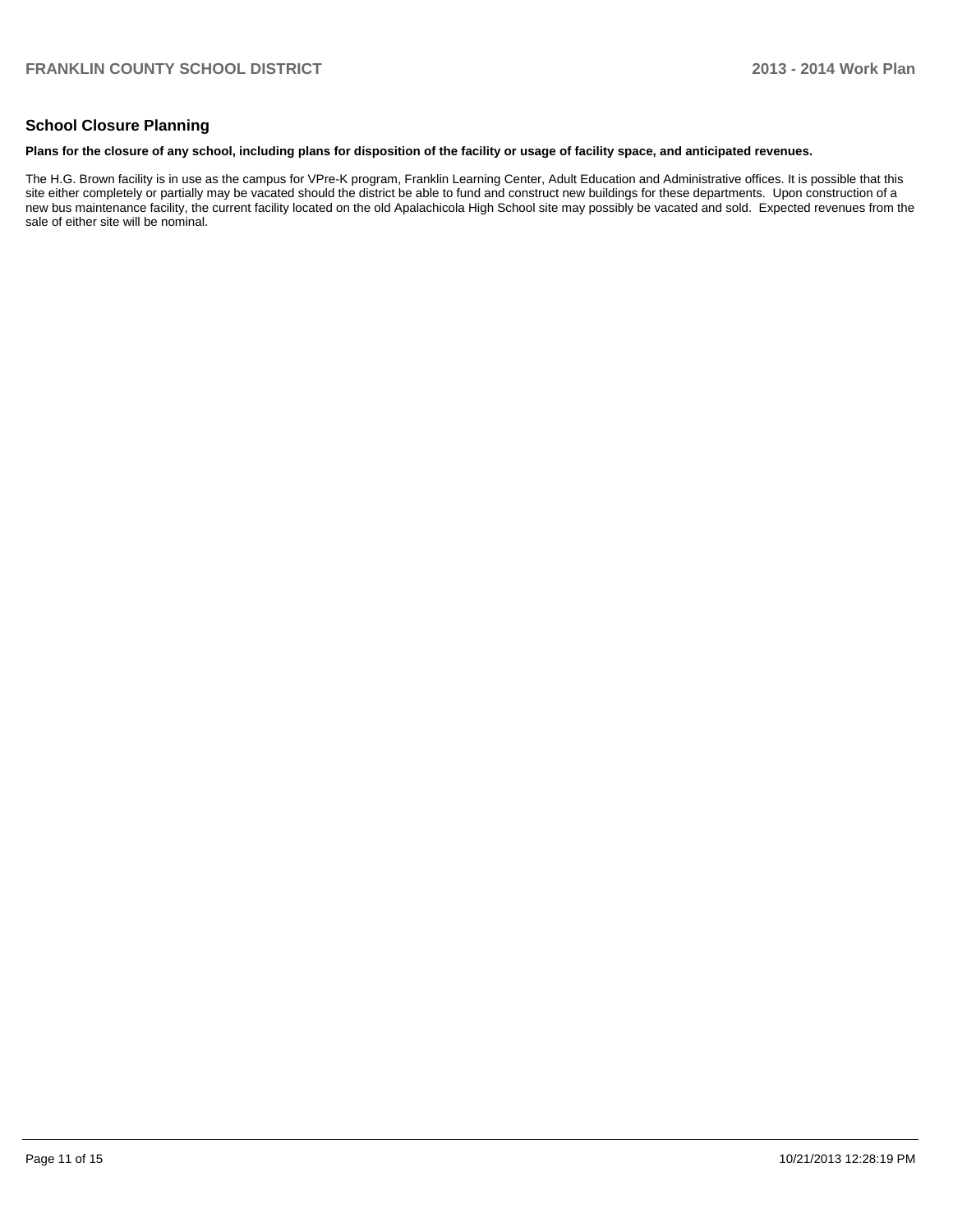## School Closure Planning

**Plans for the closure of any school, including plans for disposition of the facility or usage of facility space, and anticipated revenues.**

The H.G. Brown facility is in use as the campus for VPre-K program, Franklin Learning Center, Adult Education and Administrative offices. It is possible that this site either completely or partially may be vacated should the district be able to fund and construct new buildings for these departments. Upon construction of a new bus maintenance facility, the current facility located on the old Apalachicola High School site may possibly be vacated and sold. Expected revenues from the sale of either site will be nominal.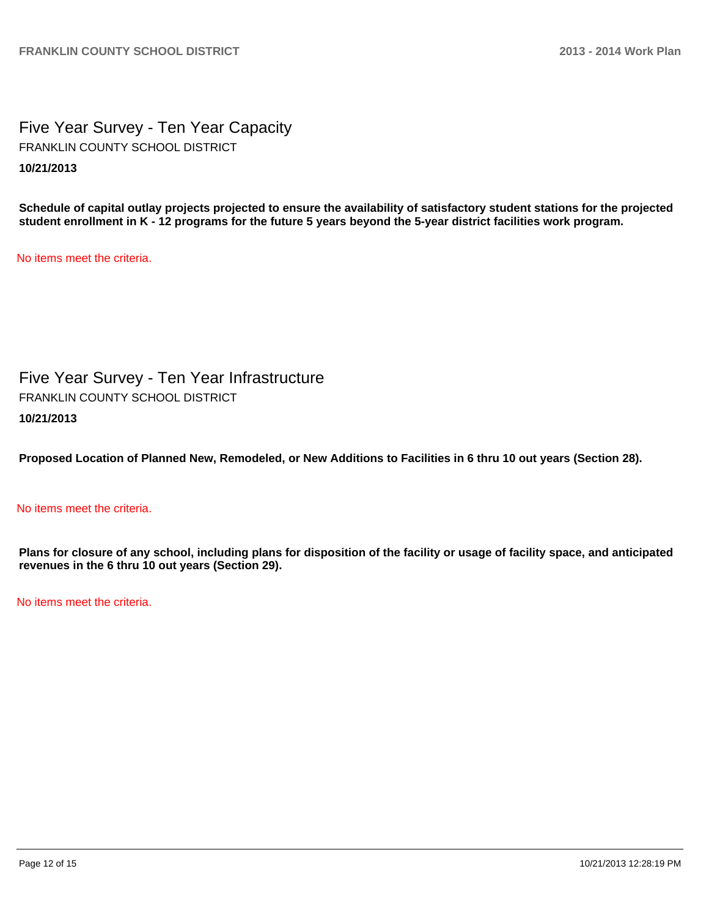# Five Year Survey - Ten Year Capacity

FRANKLIN COUNTY SCHOOL DISTRICT

**10/21/2013**

**Schedule of capital outlay projects projected to ensure the availability of satisfactory student stations for the projected student enrollment in K - 12 programs for the future 5 years beyond the 5-year district facilities work program.**

No items meet the criteria.

# Five Year Survey - Ten Year Infrastructure

FRANKLIN COUNTY SCHOOL DISTRICT

**10/21/2013**

**Proposed Location of Planned New, Remodeled, or New Additions to Facilities in 6 thru 10 out years (Section 28).**

No items meet the criteria.

**Plans for closure of any school, including plans for disposition of the facility or usage of facility space, and anticipated revenues in the 6 thru 10 out years (Section 29).**

No items meet the criteria.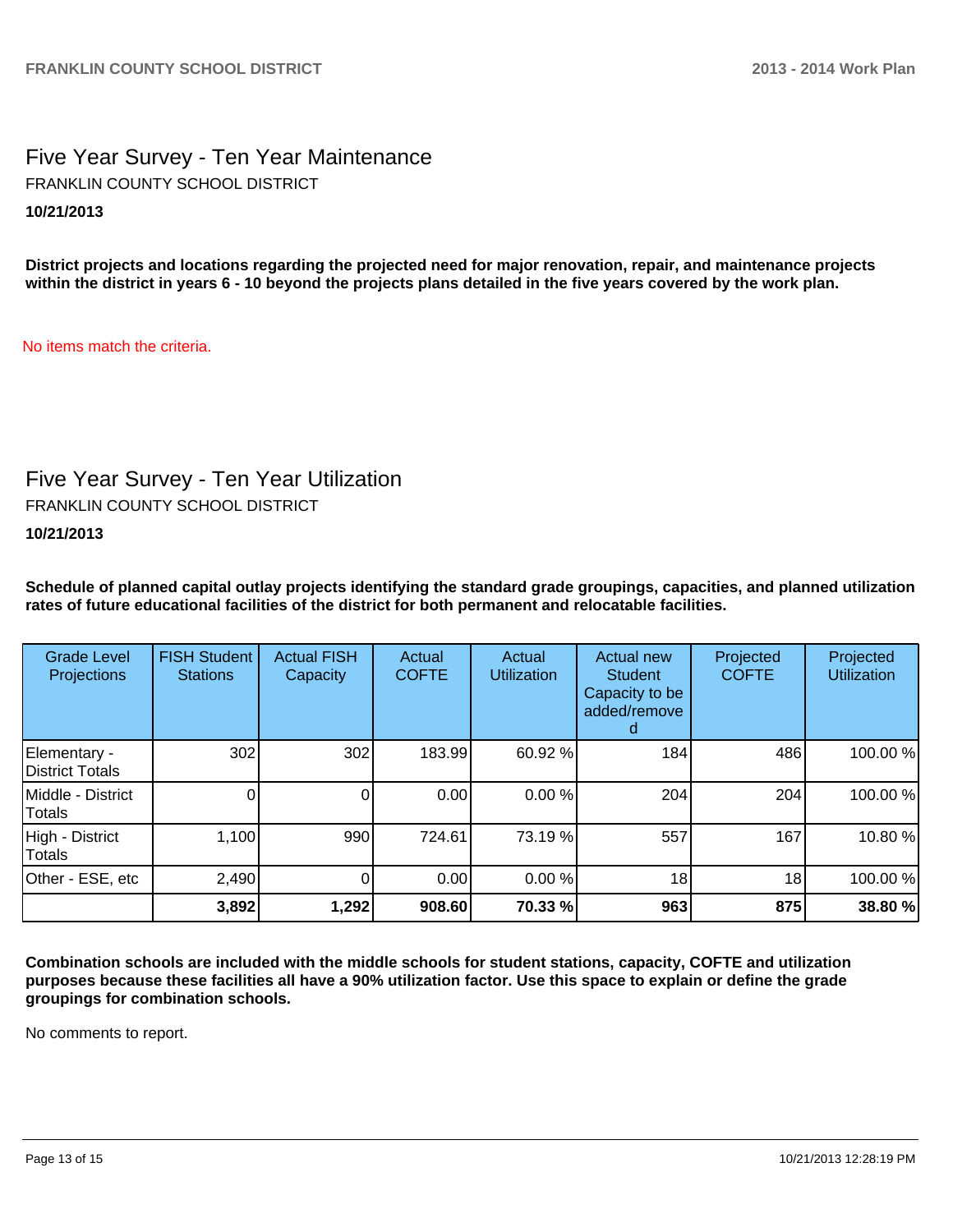## Five Year Survey - Ten Year Maintenance

FRANKLIN COUNTY SCHOOL DISTRICT

**10/21/2013**

**District projects and locations regarding the projected need for major renovation, repair, and maintenance projects within the district in years 6 - 10 beyond the projects plans detailed in the five years covered by the work plan.**

No items match the criteria.

## Five Year Survey - Ten Year Utilization

FRANKLIN COUNTY SCHOOL DISTRICT

**10/21/2013**

**Schedule of planned capital outlay projects identifying the standard grade groupings, capacities, and planned utilization rates of future educational facilities of the district for both permanent and relocatable facilities.**

| Grade Level Projections | FISH Student Stations | Actual FISH Capacity | Actual COFTE | Actual Utilization | Actual new Student Capacity to be added/removed | Projected COFTE | Projected Utilization |
|---|---|---|---|---|---|---|---|
| Elementary - District Totals | 302 | 302 | 183.99 | 60.92 % | 184 | 486 | 100.00 % |
| Middle - District Totals | 0 | 0 | 0.00 | 0.00 % | 204 | 204 | 100.00 % |
| High - District Totals | 1,100 | 990 | 724.61 | 73.19 % | 557 | 167 | 10.80 % |
| Other - ESE, etc | 2,490 | 0 | 0.00 | 0.00 % | 18 | 18 | 100.00 % |
| | **3,892** | **1,292** | **908.60** | **70.33 %** | **963** | **875** | **38.80 %** |

**Combination schools are included with the middle schools for student stations, capacity, COFTE and utilization purposes because these facilities all have a 90% utilization factor. Use this space to explain or define the grade groupings for combination schools.**

No comments to report.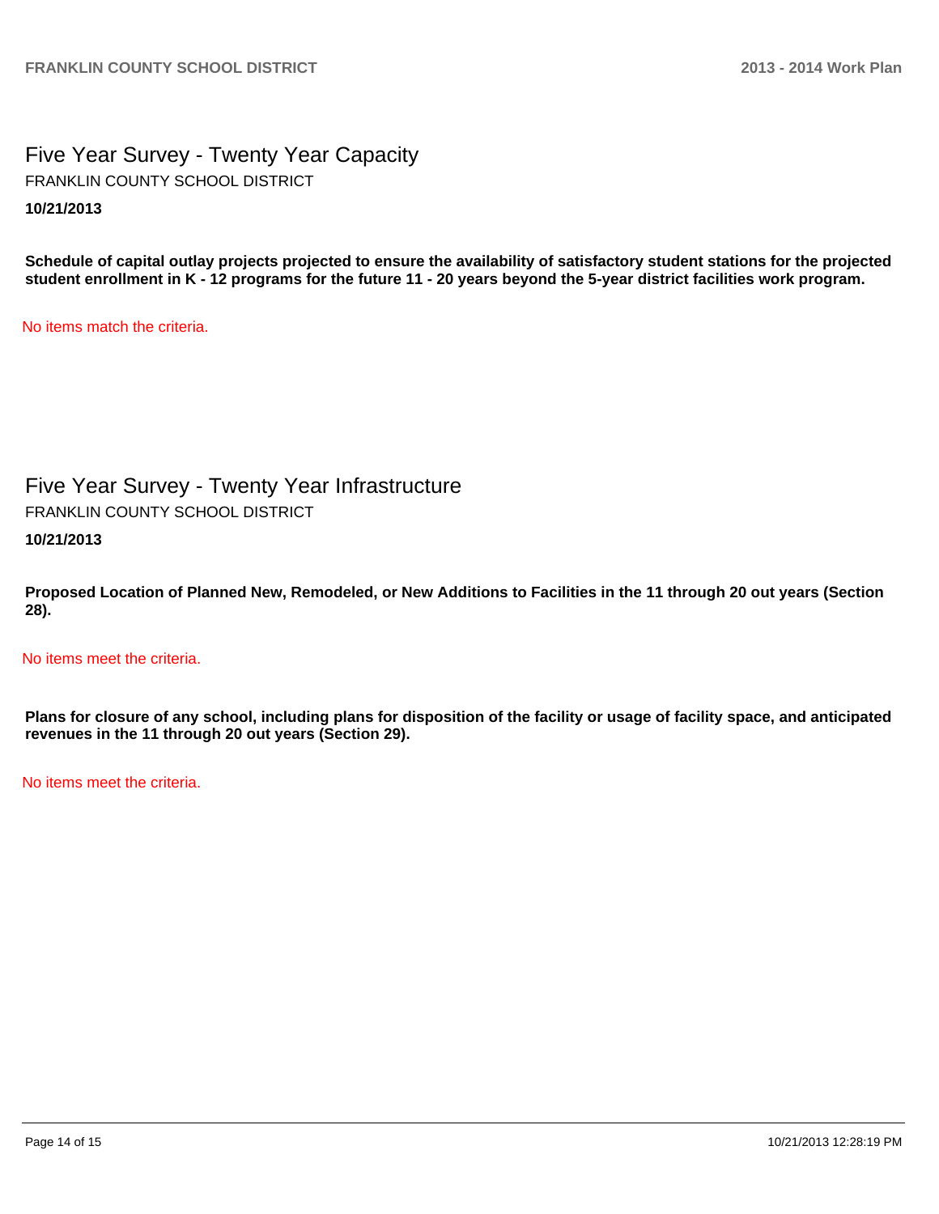# Five Year Survey - Twenty Year Capacity

FRANKLIN COUNTY SCHOOL DISTRICT

**10/21/2013**

**Schedule of capital outlay projects projected to ensure the availability of satisfactory student stations for the projected student enrollment in K - 12 programs for the future 11 - 20 years beyond the 5-year district facilities work program.**

No items match the criteria.

# Five Year Survey - Twenty Year Infrastructure

FRANKLIN COUNTY SCHOOL DISTRICT

**10/21/2013**

**Proposed Location of Planned New, Remodeled, or New Additions to Facilities in the 11 through 20 out years (Section 28).**

No items meet the criteria.

**Plans for closure of any school, including plans for disposition of the facility or usage of facility space, and anticipated revenues in the 11 through 20 out years (Section 29).**

No items meet the criteria.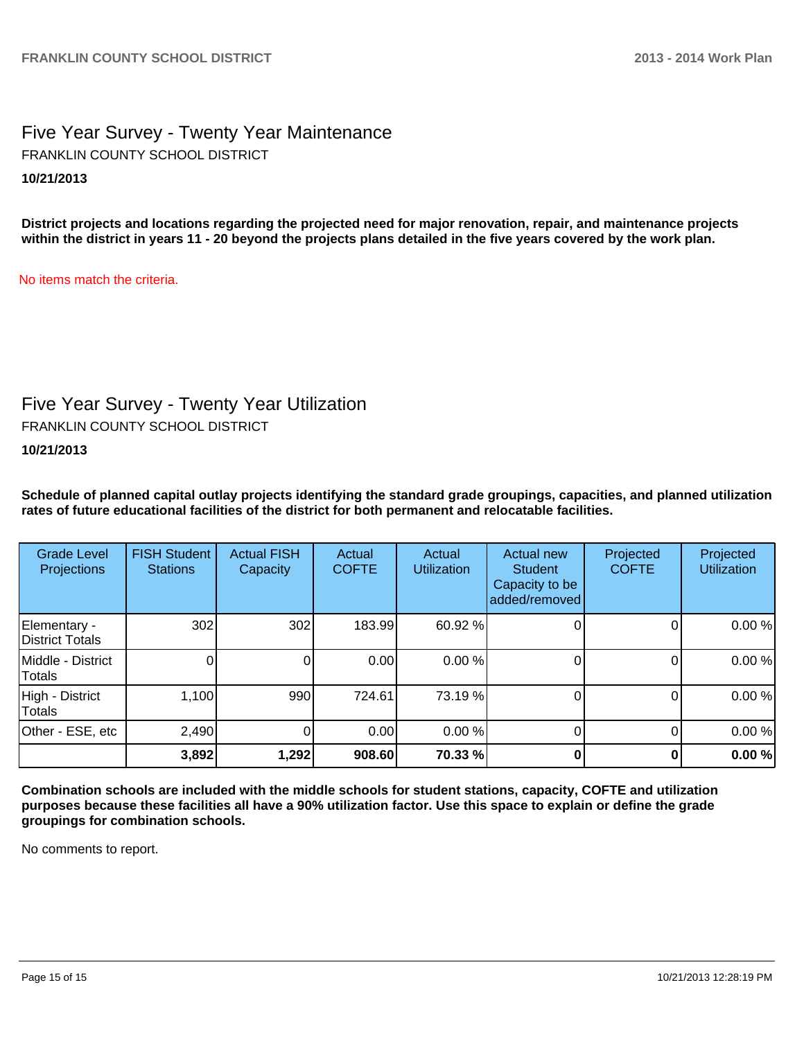## Five Year Survey - Twenty Year Maintenance

FRANKLIN COUNTY SCHOOL DISTRICT

**10/21/2013**

**District projects and locations regarding the projected need for major renovation, repair, and maintenance projects within the district in years 11 - 20 beyond the projects plans detailed in the five years covered by the work plan.**

No items match the criteria.

## Five Year Survey - Twenty Year Utilization

FRANKLIN COUNTY SCHOOL DISTRICT

**10/21/2013**

**Schedule of planned capital outlay projects identifying the standard grade groupings, capacities, and planned utilization rates of future educational facilities of the district for both permanent and relocatable facilities.**

| Grade Level Projections | FISH Student Stations | Actual FISH Capacity | Actual COFTE | Actual Utilization | Actual new Student Capacity to be added/removed | Projected COFTE | Projected Utilization |
|---|---|---|---|---|---|---|---|
| Elementary - District Totals | 302 | 302 | 183.99 | 60.92 % | 0 | 0 | 0.00 % |
| Middle - District Totals | 0 | 0 | 0.00 | 0.00 % | 0 | 0 | 0.00 % |
| High - District Totals | 1,100 | 990 | 724.61 | 73.19 % | 0 | 0 | 0.00 % |
| Other - ESE, etc | 2,490 | 0 | 0.00 | 0.00 % | 0 | 0 | 0.00 % |
| | **3,892** | **1,292** | **908.60** | **70.33 %** | **0** | **0** | **0.00 %** |

**Combination schools are included with the middle schools for student stations, capacity, COFTE and utilization purposes because these facilities all have a 90% utilization factor. Use this space to explain or define the grade groupings for combination schools.**

No comments to report.